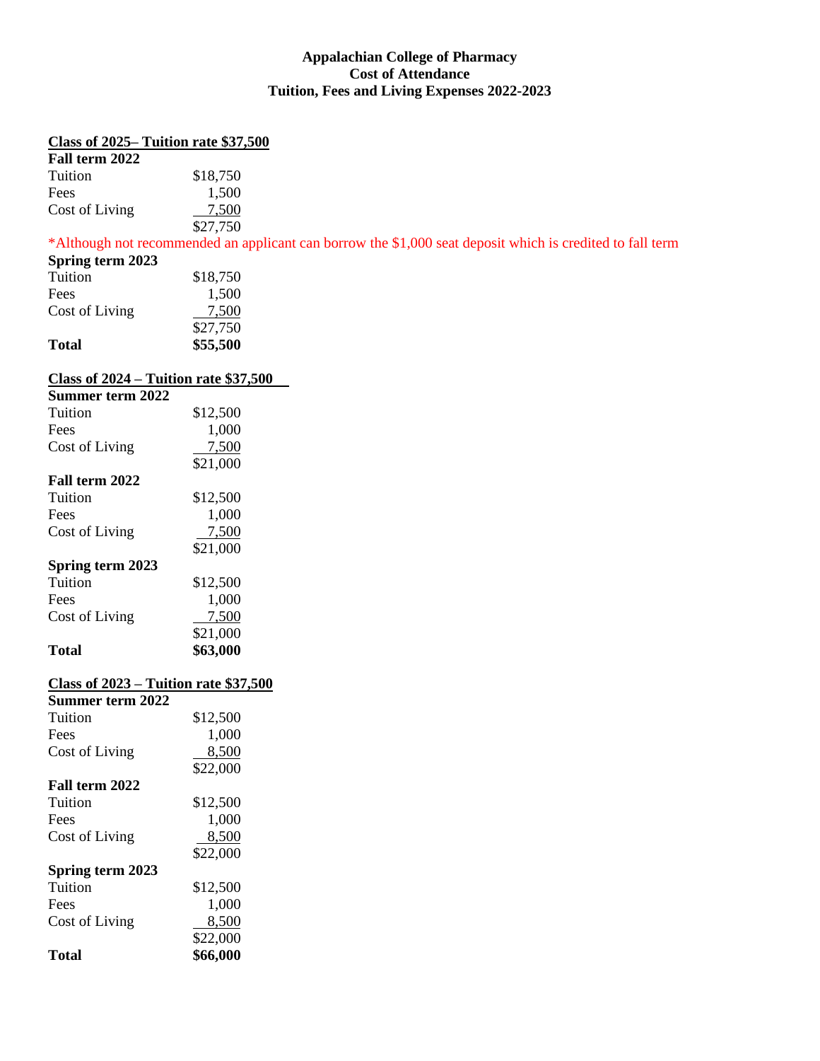**Appalachian College of Pharmacy**
**Cost of Attendance**
**Tuition, Fees and Living Expenses 2022-2023**

**Class of 2025– Tuition rate $37,500**

| | |
|---|---|
| **Fall term 2022** | |
| Tuition | $18,750 |
| Fees | 1,500 |
| Cost of Living | 7,500 |
| | $27,750 |

*Although not recommended an applicant can borrow the $1,000 seat deposit which is credited to fall term

| | |
|---|---|
| **Spring term 2023** | |
| Tuition | $18,750 |
| Fees | 1,500 |
| Cost of Living | 7,500 |
| | $27,750 |
| **Total** | **$55,500** |

**Class of 2024 – Tuition rate $37,500**

| | |
|---|---|
| **Summer term 2022** | |
| Tuition | $12,500 |
| Fees | 1,000 |
| Cost of Living | 7,500 |
| | $21,000 |
| **Fall term 2022** | |
| Tuition | $12,500 |
| Fees | 1,000 |
| Cost of Living | 7,500 |
| | $21,000 |
| **Spring term 2023** | |
| Tuition | $12,500 |
| Fees | 1,000 |
| Cost of Living | 7,500 |
| | $21,000 |
| **Total** | **$63,000** |

**Class of 2023 – Tuition rate $37,500**

| | |
|---|---|
| **Summer term 2022** | |
| Tuition | $12,500 |
| Fees | 1,000 |
| Cost of Living | 8,500 |
| | $22,000 |
| **Fall term 2022** | |
| Tuition | $12,500 |
| Fees | 1,000 |
| Cost of Living | 8,500 |
| | $22,000 |
| **Spring term 2023** | |
| Tuition | $12,500 |
| Fees | 1,000 |
| Cost of Living | 8,500 |
| | $22,000 |
| **Total** | **$66,000** |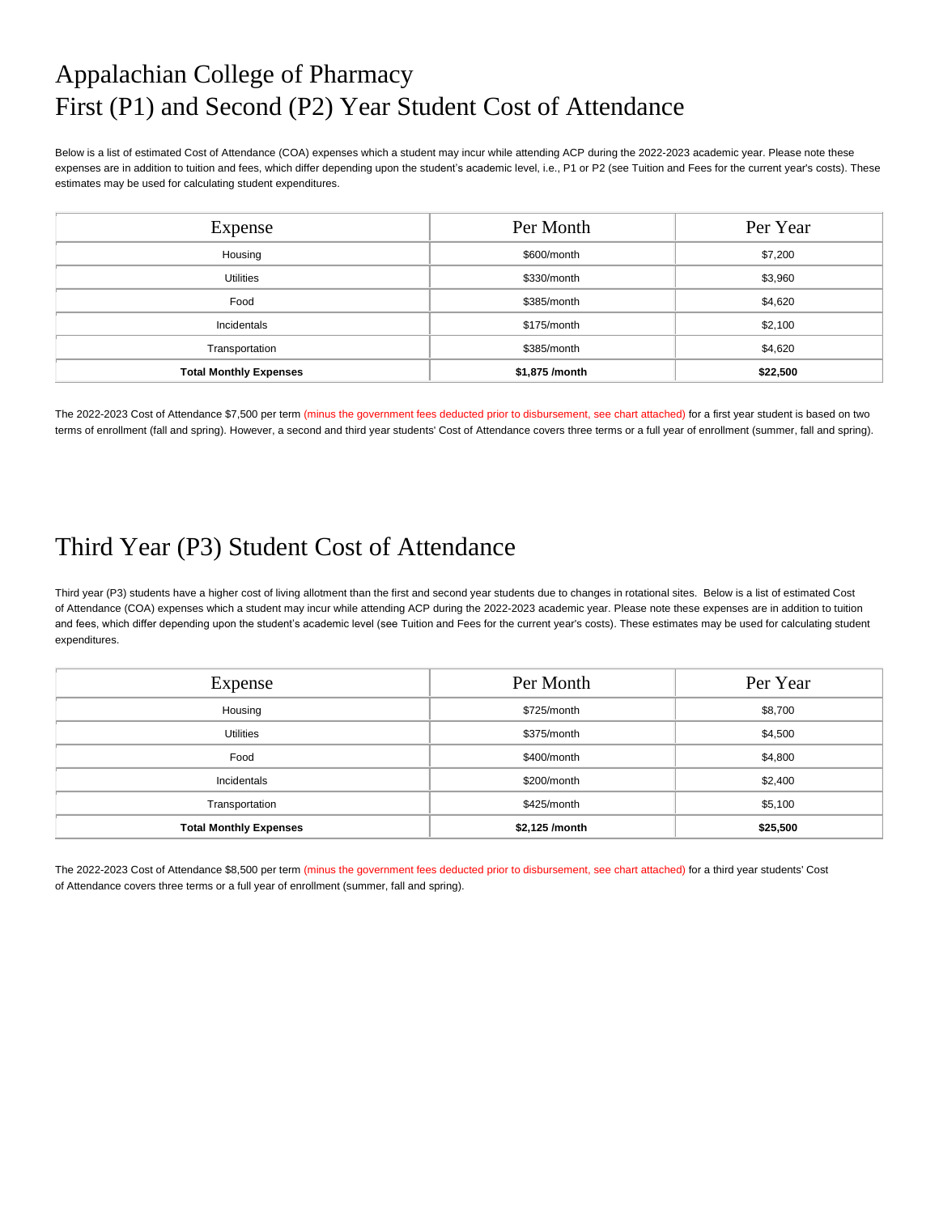# Appalachian College of Pharmacy
# First (P1) and Second (P2) Year Student Cost of Attendance

Below is a list of estimated Cost of Attendance (COA) expenses which a student may incur while attending ACP during the 2022-2023 academic year. Please note these expenses are in addition to tuition and fees, which differ depending upon the student's academic level, i.e., P1 or P2 (see Tuition and Fees for the current year's costs). These estimates may be used for calculating student expenditures.

| Expense | Per Month | Per Year |
|---|---|---|
| Housing | $600/month | $7,200 |
| Utilities | $330/month | $3,960 |
| Food | $385/month | $4,620 |
| Incidentals | $175/month | $2,100 |
| Transportation | $385/month | $4,620 |
| **Total Monthly Expenses** | **$1,875 /month** | **$22,500** |

The 2022-2023 Cost of Attendance $7,500 per term (minus the government fees deducted prior to disbursement, see chart attached) for a first year student is based on two terms of enrollment (fall and spring). However, a second and third year students' Cost of Attendance covers three terms or a full year of enrollment (summer, fall and spring).

# Third Year (P3) Student Cost of Attendance

Third year (P3) students have a higher cost of living allotment than the first and second year students due to changes in rotational sites. Below is a list of estimated Cost of Attendance (COA) expenses which a student may incur while attending ACP during the 2022-2023 academic year. Please note these expenses are in addition to tuition and fees, which differ depending upon the student's academic level (see Tuition and Fees for the current year's costs). These estimates may be used for calculating student expenditures.

| Expense | Per Month | Per Year |
|---|---|---|
| Housing | $725/month | $8,700 |
| Utilities | $375/month | $4,500 |
| Food | $400/month | $4,800 |
| Incidentals | $200/month | $2,400 |
| Transportation | $425/month | $5,100 |
| **Total Monthly Expenses** | **$2,125 /month** | **$25,500** |

The 2022-2023 Cost of Attendance $8,500 per term (minus the government fees deducted prior to disbursement, see chart attached) for a third year students' Cost of Attendance covers three terms or a full year of enrollment (summer, fall and spring).